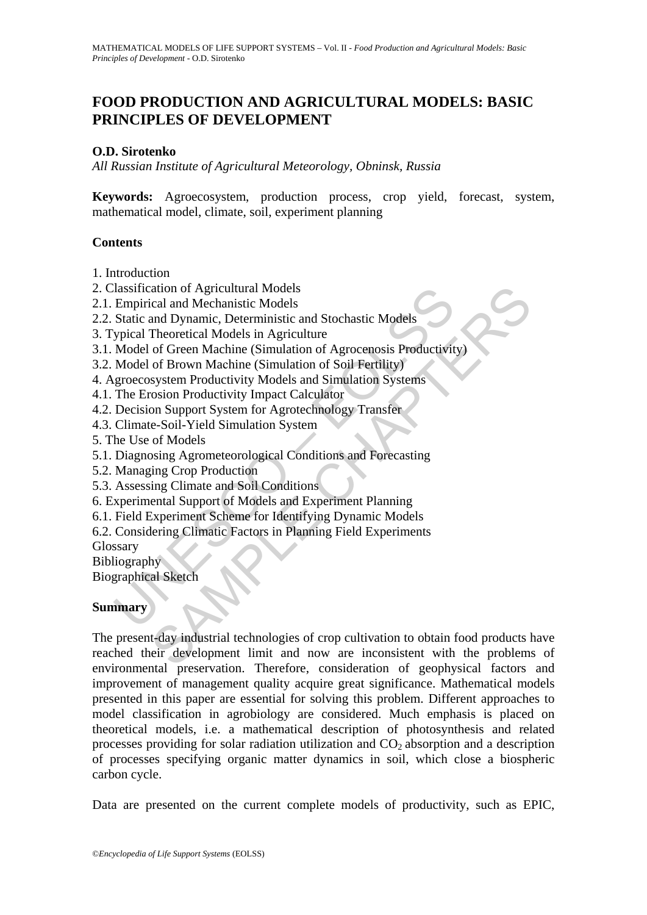# FOOD PRODUCTION AND AGRICULTURAL MODELS: BASIC PRINCIPLES OF DEVELOPMENT

**O.D. Sirotenko**

*All Russian Institute of Agricultural Meteorology, Obninsk, Russia*

**Keywords:** Agroecosystem, production process, crop yield, forecast, system, mathematical model, climate, soil, experiment planning

## Contents

1. Introduction
2. Classification of Agricultural Models
2.1. Empirical and Mechanistic Models
2.2. Static and Dynamic, Deterministic and Stochastic Models
3. Typical Theoretical Models in Agriculture
3.1. Model of Green Machine (Simulation of Agrocenosis Productivity)
3.2. Model of Brown Machine (Simulation of Soil Fertility)
4. Agroecosystem Productivity Models and Simulation Systems
4.1. The Erosion Productivity Impact Calculator
4.2. Decision Support System for Agrotechnology Transfer
4.3. Climate-Soil-Yield Simulation System
5. The Use of Models
5.1. Diagnosing Agrometeorological Conditions and Forecasting
5.2. Managing Crop Production
5.3. Assessing Climate and Soil Conditions
6. Experimental Support of Models and Experiment Planning
6.1. Field Experiment Scheme for Identifying Dynamic Models
6.2. Considering Climatic Factors in Planning Field Experiments

Glossary

Bibliography

Biographical Sketch

## Summary

The present-day industrial technologies of crop cultivation to obtain food products have reached their development limit and now are inconsistent with the problems of environmental preservation. Therefore, consideration of geophysical factors and improvement of management quality acquire great significance. Mathematical models presented in this paper are essential for solving this problem. Different approaches to model classification in agrobiology are considered. Much emphasis is placed on theoretical models, i.e. a mathematical description of photosynthesis and related processes providing for solar radiation utilization and $CO_2$ absorption and a description of processes specifying organic matter dynamics in soil, which close a biospheric carbon cycle.

Data are presented on the current complete models of productivity, such as EPIC,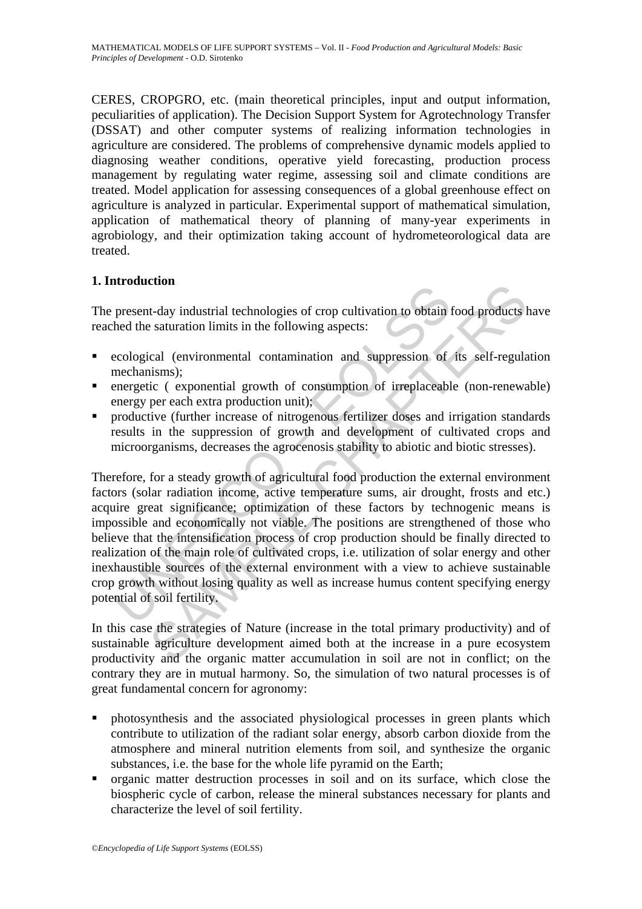CERES, CROPGRO, etc. (main theoretical principles, input and output information, peculiarities of application). The Decision Support System for Agrotechnology Transfer (DSSAT) and other computer systems of realizing information technologies in agriculture are considered. The problems of comprehensive dynamic models applied to diagnosing weather conditions, operative yield forecasting, production process management by regulating water regime, assessing soil and climate conditions are treated. Model application for assessing consequences of a global greenhouse effect on agriculture is analyzed in particular. Experimental support of mathematical simulation, application of mathematical theory of planning of many-year experiments in agrobiology, and their optimization taking account of hydrometeorological data are treated.

## 1. Introduction

The present-day industrial technologies of crop cultivation to obtain food products have reached the saturation limits in the following aspects:

- ecological (environmental contamination and suppression of its self-regulation mechanisms);
- energetic ( exponential growth of consumption of irreplaceable (non-renewable) energy per each extra production unit);
- productive (further increase of nitrogenous fertilizer doses and irrigation standards results in the suppression of growth and development of cultivated crops and microorganisms, decreases the agrocenosis stability to abiotic and biotic stresses).

Therefore, for a steady growth of agricultural food production the external environment factors (solar radiation income, active temperature sums, air drought, frosts and etc.) acquire great significance; optimization of these factors by technogenic means is impossible and economically not viable. The positions are strengthened of those who believe that the intensification process of crop production should be finally directed to realization of the main role of cultivated crops, i.e. utilization of solar energy and other inexhaustible sources of the external environment with a view to achieve sustainable crop growth without losing quality as well as increase humus content specifying energy potential of soil fertility.

In this case the strategies of Nature (increase in the total primary productivity) and of sustainable agriculture development aimed both at the increase in a pure ecosystem productivity and the organic matter accumulation in soil are not in conflict; on the contrary they are in mutual harmony. So, the simulation of two natural processes is of great fundamental concern for agronomy:

- photosynthesis and the associated physiological processes in green plants which contribute to utilization of the radiant solar energy, absorb carbon dioxide from the atmosphere and mineral nutrition elements from soil, and synthesize the organic substances, i.e. the base for the whole life pyramid on the Earth;
- organic matter destruction processes in soil and on its surface, which close the biospheric cycle of carbon, release the mineral substances necessary for plants and characterize the level of soil fertility.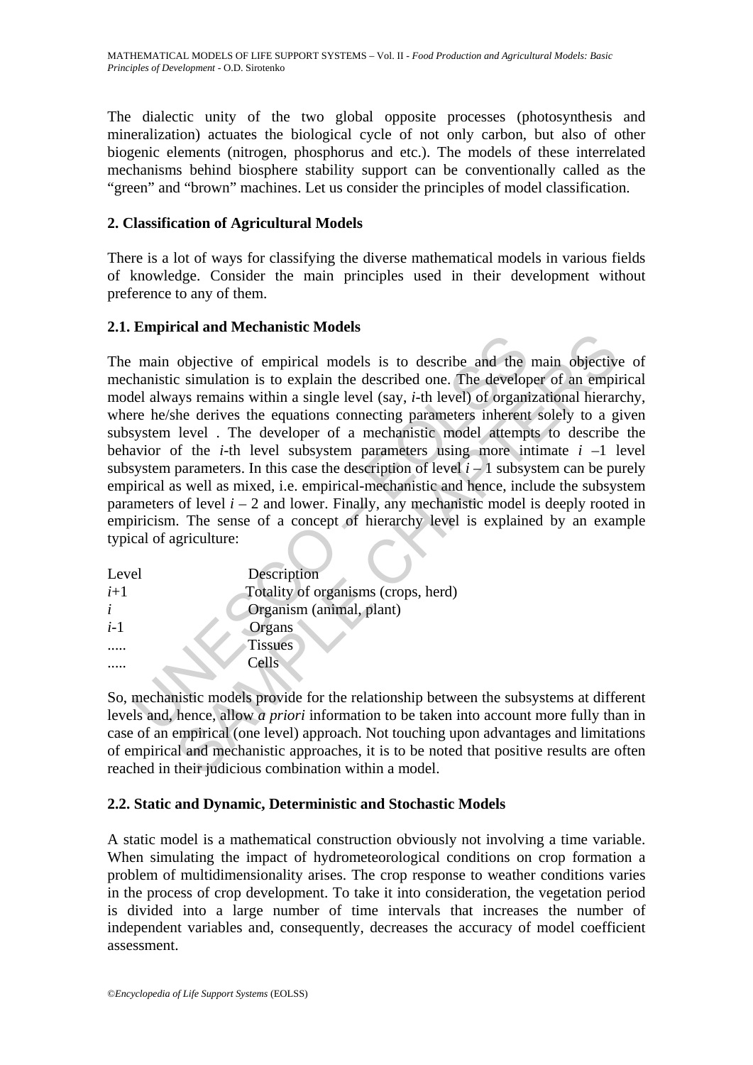The dialectic unity of the two global opposite processes (photosynthesis and mineralization) actuates the biological cycle of not only carbon, but also of other biogenic elements (nitrogen, phosphorus and etc.). The models of these interrelated mechanisms behind biosphere stability support can be conventionally called as the "green" and "brown" machines. Let us consider the principles of model classification.

## 2. Classification of Agricultural Models

There is a lot of ways for classifying the diverse mathematical models in various fields of knowledge. Consider the main principles used in their development without preference to any of them.

### 2.1. Empirical and Mechanistic Models

The main objective of empirical models is to describe and the main objective of mechanistic simulation is to explain the described one. The developer of an empirical model always remains within a single level (say, $i$-th level) of organizational hierarchy, where he/she derives the equations connecting parameters inherent solely to a given subsystem level . The developer of a mechanistic model attempts to describe the behavior of the $i$-th level subsystem parameters using more intimate $i-1$ level subsystem parameters. In this case the description of level $i-1$ subsystem can be purely empirical as well as mixed, i.e. empirical-mechanistic and hence, include the subsystem parameters of level $i-2$ and lower. Finally, any mechanistic model is deeply rooted in empiricism. The sense of a concept of hierarchy level is explained by an example typical of agriculture:

| Level | Description |
|---|---|
| $i+1$ | Totality of organisms (crops, herd) |
| $i$ | Organism (animal, plant) |
| $i-1$ | Organs |
| ..... | Tissues |
| ..... | Cells |

So, mechanistic models provide for the relationship between the subsystems at different levels and, hence, allow *a priori* information to be taken into account more fully than in case of an empirical (one level) approach. Not touching upon advantages and limitations of empirical and mechanistic approaches, it is to be noted that positive results are often reached in their judicious combination within a model.

### 2.2. Static and Dynamic, Deterministic and Stochastic Models

A static model is a mathematical construction obviously not involving a time variable. When simulating the impact of hydrometeorological conditions on crop formation a problem of multidimensionality arises. The crop response to weather conditions varies in the process of crop development. To take it into consideration, the vegetation period is divided into a large number of time intervals that increases the number of independent variables and, consequently, decreases the accuracy of model coefficient assessment.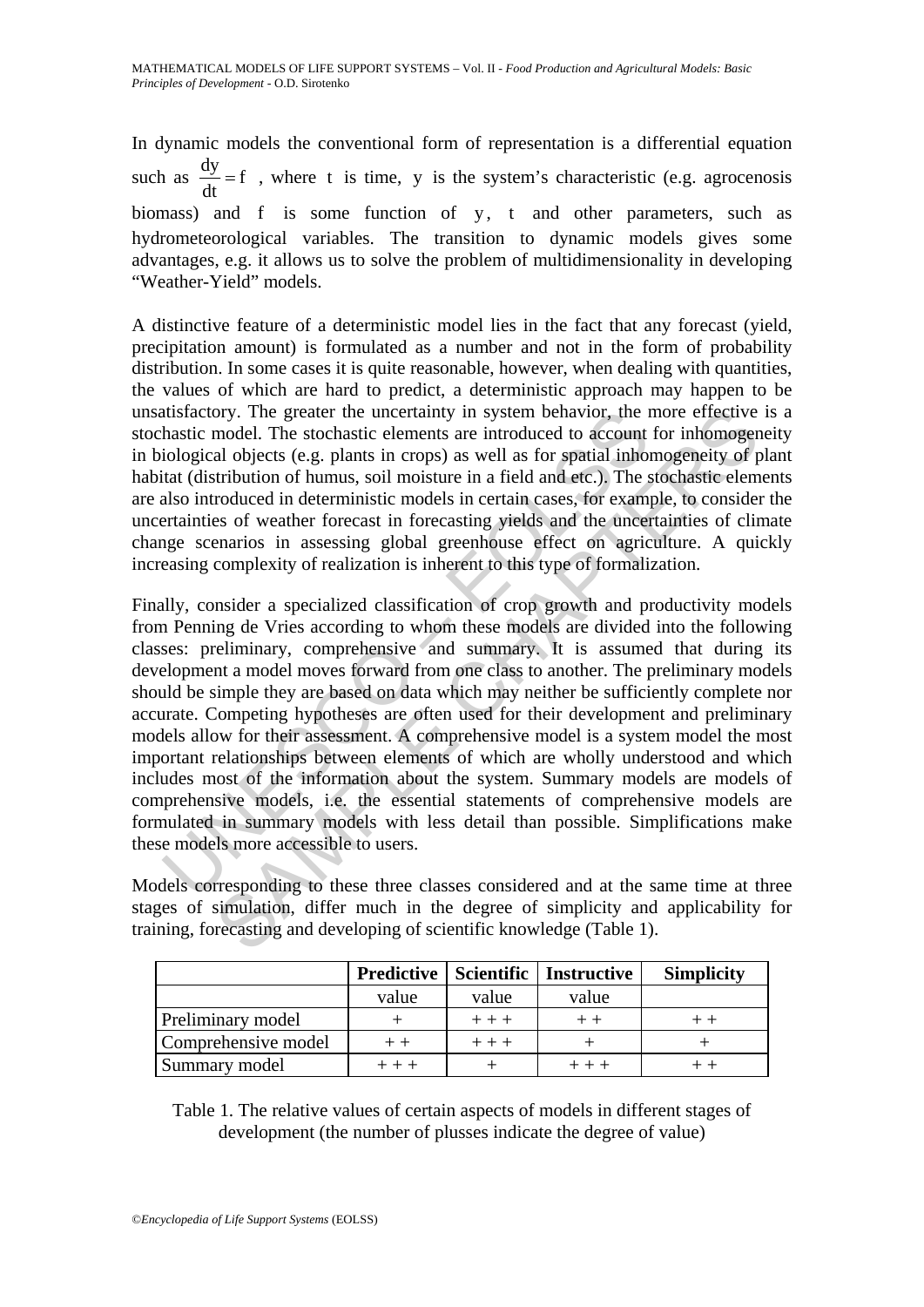In dynamic models the conventional form of representation is a differential equation such as $\frac{dy}{dt} = f$ , where $t$ is time, $y$ is the system's characteristic (e.g. agrocenosis biomass) and $f$ is some function of $y$, $t$ and other parameters, such as hydrometeorological variables. The transition to dynamic models gives some advantages, e.g. it allows us to solve the problem of multidimensionality in developing "Weather-Yield" models.

A distinctive feature of a deterministic model lies in the fact that any forecast (yield, precipitation amount) is formulated as a number and not in the form of probability distribution. In some cases it is quite reasonable, however, when dealing with quantities, the values of which are hard to predict, a deterministic approach may happen to be unsatisfactory. The greater the uncertainty in system behavior, the more effective is a stochastic model. The stochastic elements are introduced to account for inhomogeneity in biological objects (e.g. plants in crops) as well as for spatial inhomogeneity of plant habitat (distribution of humus, soil moisture in a field and etc.). The stochastic elements are also introduced in deterministic models in certain cases, for example, to consider the uncertainties of weather forecast in forecasting yields and the uncertainties of climate change scenarios in assessing global greenhouse effect on agriculture. A quickly increasing complexity of realization is inherent to this type of formalization.

Finally, consider a specialized classification of crop growth and productivity models from Penning de Vries according to whom these models are divided into the following classes: preliminary, comprehensive and summary. It is assumed that during its development a model moves forward from one class to another. The preliminary models should be simple they are based on data which may neither be sufficiently complete nor accurate. Competing hypotheses are often used for their development and preliminary models allow for their assessment. A comprehensive model is a system model the most important relationships between elements of which are wholly understood and which includes most of the information about the system. Summary models are models of comprehensive models, i.e. the essential statements of comprehensive models are formulated in summary models with less detail than possible. Simplifications make these models more accessible to users.

Models corresponding to these three classes considered and at the same time at three stages of simulation, differ much in the degree of simplicity and applicability for training, forecasting and developing of scientific knowledge (Table 1).

| | **Predictive** value | **Scientific** value | **Instructive** value | **Simplicity** |
|---|---|---|---|---|
| Preliminary model | + | + + + | + + | + + |
| Comprehensive model | + + | + + + | + | + |
| Summary model | + + + | + | + + + | + + |

Table 1. The relative values of certain aspects of models in different stages of development (the number of plusses indicate the degree of value)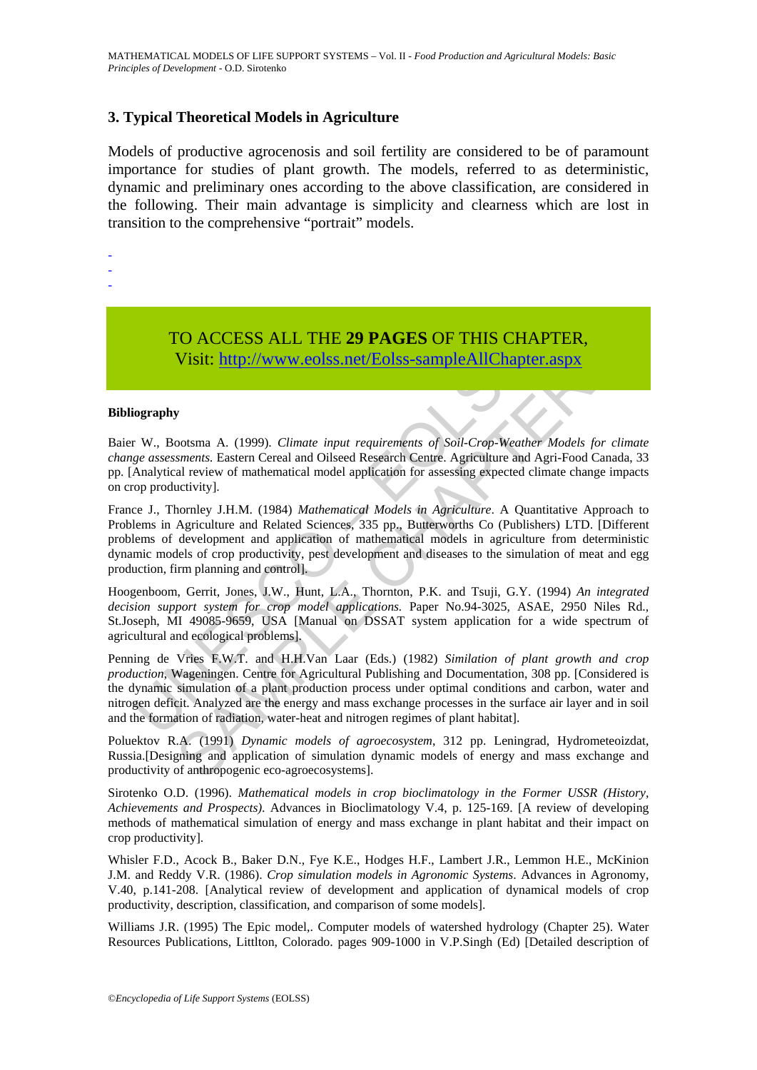## 3. Typical Theoretical Models in Agriculture

Models of productive agrocenosis and soil fertility are considered to be of paramount importance for studies of plant growth. The models, referred to as deterministic, dynamic and preliminary ones according to the above classification, are considered in the following. Their main advantage is simplicity and clearness which are lost in transition to the comprehensive "portrait" models.

-
-
-

TO ACCESS ALL THE **29 PAGES** OF THIS CHAPTER,
Visit: http://www.eolss.net/Eolss-sampleAllChapter.aspx

#### Bibliography

Baier W., Bootsma A. (1999). *Climate input requirements of Soil-Crop-Weather Models for climate change assessments.* Eastern Cereal and Oilseed Research Centre. Agriculture and Agri-Food Canada, 33 pp. [Analytical review of mathematical model application for assessing expected climate change impacts on crop productivity].

France J., Thornley J.H.M. (1984) *Mathematical Models in Agriculture*. A Quantitative Approach to Problems in Agriculture and Related Sciences, 335 pp., Butterworths Co (Publishers) LTD. [Different problems of development and application of mathematical models in agriculture from deterministic dynamic models of crop productivity, pest development and diseases to the simulation of meat and egg production, firm planning and control].

Hoogenboom, Gerrit, Jones, J.W., Hunt, L.A., Thornton, P.K. and Tsuji, G.Y. (1994) *An integrated decision support system for crop model applications.* Paper No.94-3025, ASAE, 2950 Niles Rd., St.Joseph, MI 49085-9659, USA [Manual on DSSAT system application for a wide spectrum of agricultural and ecological problems].

Penning de Vries F.W.T. and H.H.Van Laar (Eds.) (1982) *Similation of plant growth and crop production*, Wageningen. Centre for Agricultural Publishing and Documentation, 308 pp. [Considered is the dynamic simulation of a plant production process under optimal conditions and carbon, water and nitrogen deficit. Analyzed are the energy and mass exchange processes in the surface air layer and in soil and the formation of radiation, water-heat and nitrogen regimes of plant habitat].

Poluektov R.A. (1991) *Dynamic models of agroecosystem*, 312 pp. Leningrad, Hydrometeoizdat, Russia.[Designing and application of simulation dynamic models of energy and mass exchange and productivity of anthropogenic eco-agroecosystems].

Sirotenko O.D. (1996). *Mathematical models in crop bioclimatology in the Former USSR (History, Achievements and Prospects).* Advances in Bioclimatology V.4, p. 125-169. [A review of developing methods of mathematical simulation of energy and mass exchange in plant habitat and their impact on crop productivity].

Whisler F.D., Acock B., Baker D.N., Fye K.E., Hodges H.F., Lambert J.R., Lemmon H.E., McKinion J.M. and Reddy V.R. (1986). *Crop simulation models in Agronomic Systems*. Advances in Agronomy, V.40, p.141-208. [Analytical review of development and application of dynamical models of crop productivity, description, classification, and comparison of some models].

Williams J.R. (1995) The Epic model,. Computer models of watershed hydrology (Chapter 25). Water Resources Publications, Littlton, Colorado. pages 909-1000 in V.P.Singh (Ed) [Detailed description of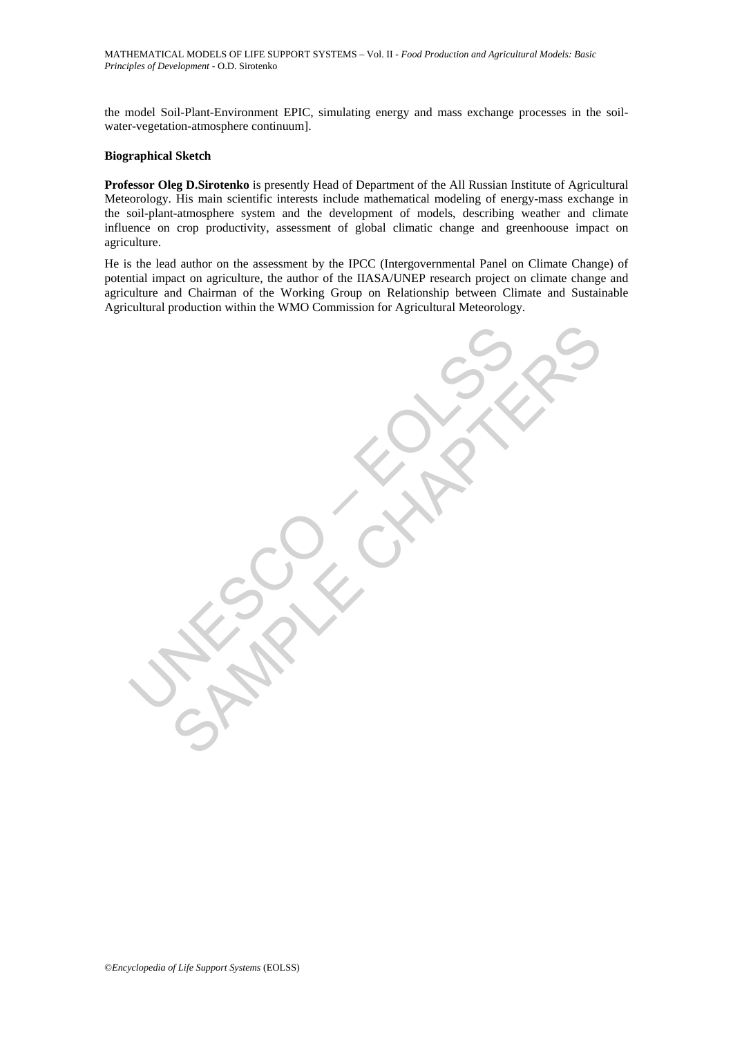the model Soil-Plant-Environment EPIC, simulating energy and mass exchange processes in the soil-water-vegetation-atmosphere continuum].

**Biographical Sketch**

**Professor Oleg D.Sirotenko** is presently Head of Department of the All Russian Institute of Agricultural Meteorology. His main scientific interests include mathematical modeling of energy-mass exchange in the soil-plant-atmosphere system and the development of models, describing weather and climate influence on crop productivity, assessment of global climatic change and greenhoouse impact on agriculture.

He is the lead author on the assessment by the IPCC (Intergovernmental Panel on Climate Change) of potential impact on agriculture, the author of the IIASA/UNEP research project on climate change and agriculture and Chairman of the Working Group on Relationship between Climate and Sustainable Agricultural production within the WMO Commission for Agricultural Meteorology.